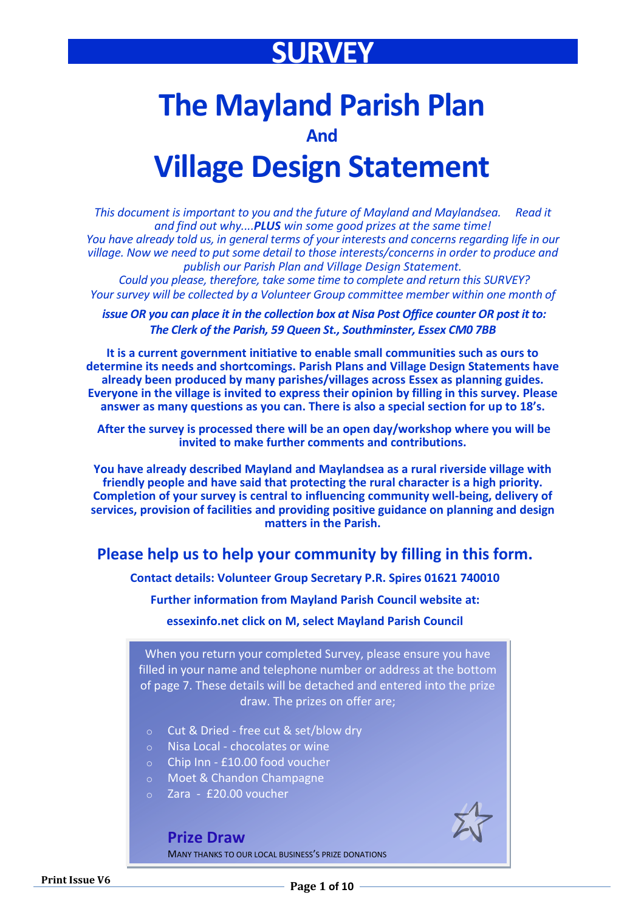# SURVEY

# The Mayland Parish Plan

## And

# Village Design Statement

*This document is important to you and the future of Mayland and Maylandsea. Read it and find out why....**PLUS** win some good prizes at the same time!*
*You have already told us, in general terms of your interests and concerns regarding life in our village. Now we need to put some detail to those interests/concerns in order to produce and publish our Parish Plan and Village Design Statement.*
*Could you please, therefore, take some time to complete and return this SURVEY?*
*Your survey will be collected by a Volunteer Group committee member within one month of* ***issue OR you can place it in the collection box at Nisa Post Office counter OR post it to: The Clerk of the Parish, 59 Queen St., Southminster, Essex CM0 7BB***

**It is a current government initiative to enable small communities such as ours to determine its needs and shortcomings. Parish Plans and Village Design Statements have already been produced by many parishes/villages across Essex as planning guides. Everyone in the village is invited to express their opinion by filling in this survey. Please answer as many questions as you can. There is also a special section for up to 18's.**

**After the survey is processed there will be an open day/workshop where you will be invited to make further comments and contributions.**

**You have already described Mayland and Maylandsea as a rural riverside village with friendly people and have said that protecting the rural character is a high priority. Completion of your survey is central to influencing community well-being, delivery of services, provision of facilities and providing positive guidance on planning and design matters in the Parish.**

## Please help us to help your community by filling in this form.

**Contact details: Volunteer Group Secretary P.R. Spires 01621 740010**

**Further information from Mayland Parish Council website at:**

**essexinfo.net click on M, select Mayland Parish Council**

When you return your completed Survey, please ensure you have filled in your name and telephone number or address at the bottom of page 7. These details will be detached and entered into the prize draw. The prizes on offer are;

- Cut & Dried - free cut & set/blow dry
- Nisa Local - chocolates or wine
- Chip Inn - £10.00 food voucher
- Moet & Chandon Champagne
- Zara - £20.00 voucher

### Prize Draw

MANY THANKS TO OUR LOCAL BUSINESS'S PRIZE DONATIONS

Print Issue V6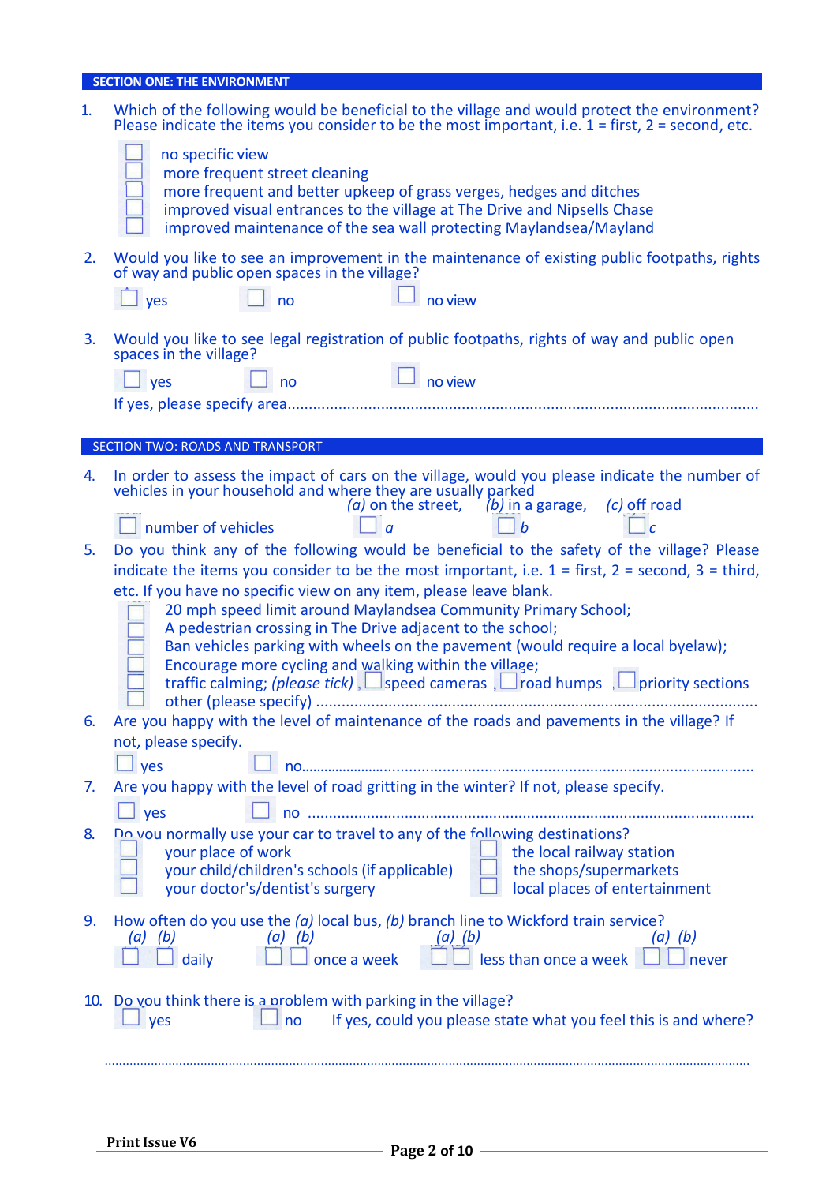## SECTION ONE: THE ENVIRONMENT

1. Which of the following would be beneficial to the village and would protect the environment? Please indicate the items you consider to be the most important, i.e. 1 = first, 2 = second, etc.

   - ☐ no specific view
   - ☐ more frequent street cleaning
   - ☐ more frequent and better upkeep of grass verges, hedges and ditches
   - ☐ improved visual entrances to the village at The Drive and Nipsells Chase
   - ☐ improved maintenance of the sea wall protecting Maylandsea/Mayland

2. Would you like to see an improvement in the maintenance of existing public footpaths, rights of way and public open spaces in the village?

   ☐ yes ☐ no ☐ no view

3. Would you like to see legal registration of public footpaths, rights of way and public open spaces in the village?

   ☐ yes ☐ no ☐ no view

   If yes, please specify area.......................................................................................................

## SECTION TWO: ROADS AND TRANSPORT

4. In order to assess the impact of cars on the village, would you please indicate the number of vehicles in your household and where they are usually parked *(a)* on the street, *(b)* in a garage, *(c)* off road

   ☐ number of vehicles ☐ *a* ☐ *b* ☐ *c*

5. Do you think any of the following would be beneficial to the safety of the village? Please indicate the items you consider to be the most important, i.e. 1 = first, 2 = second, 3 = third, etc. If you have no specific view on any item, please leave blank.

   - ☐ 20 mph speed limit around Maylandsea Community Primary School;
   - ☐ A pedestrian crossing in The Drive adjacent to the school;
   - ☐ Ban vehicles parking with wheels on the pavement (would require a local byelaw);
   - ☐ Encourage more cycling and walking within the village;
   - ☐ traffic calming; *(please tick)* , ☐ speed cameras , ☐ road humps , ☐ priority sections
   - ☐ other (please specify) .......................................................................................

6. Are you happy with the level of maintenance of the roads and pavements in the village? If not, please specify.

   ☐ yes ☐ no.......................................................................................................

7. Are you happy with the level of road gritting in the winter? If not, please specify.

   ☐ yes ☐ no .......................................................................................................

8. Do you normally use your car to travel to any of the following destinations?

   - ☐ your place of work
   - ☐ your child/children's schools (if applicable)
   - ☐ your doctor's/dentist's surgery
   - ☐ the local railway station
   - ☐ the shops/supermarkets
   - ☐ local places of entertainment

9. How often do you use the *(a)* local bus, *(b)* branch line to Wickford train service?

   *(a)* ☐ *(b)* ☐ daily *(a)* ☐ *(b)* ☐ once a week *(a)* ☐ *(b)* ☐ less than once a week *(a)* ☐ *(b)* ☐ never

10. Do you think there is a problem with parking in the village?

    ☐ yes ☐ no If yes, could you please state what you feel this is and where?

    .......................................................................................................

Print Issue V6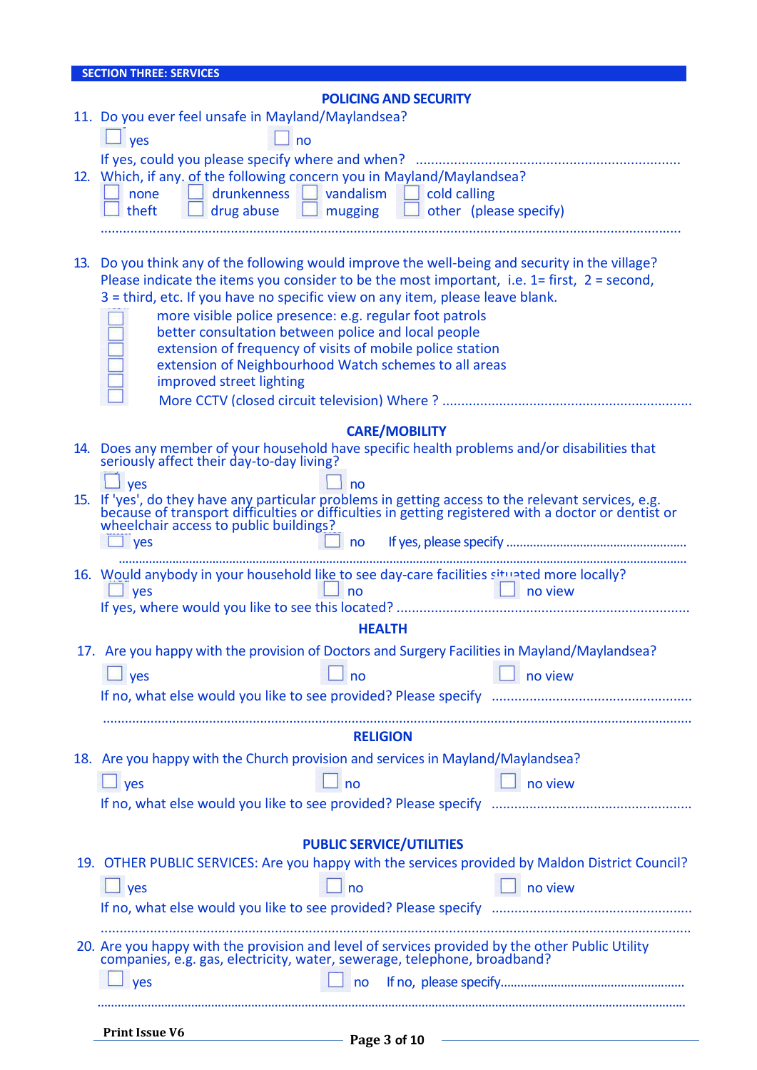## SECTION THREE: SERVICES

### POLICING AND SECURITY

11. Do you ever feel unsafe in Mayland/Maylandsea?

    ☐ yes ☐ no

    If yes, could you please specify where and when? ..........................................................................

12. Which, if any, of the following concern you in Mayland/Maylandsea?

    ☐ none ☐ drunkenness ☐ vandalism ☐ cold calling
    ☐ theft ☐ drug abuse ☐ mugging ☐ other (please specify)

    ..........................................................................................................................................................

13. Do you think any of the following would improve the well-being and security in the village? Please indicate the items you consider to be the most important, i.e. 1= first, 2 = second, 3 = third, etc. If you have no specific view on any item, please leave blank.

    ☐ more visible police presence: e.g. regular foot patrols
    ☐ better consultation between police and local people
    ☐ extension of frequency of visits of mobile police station
    ☐ extension of Neighbourhood Watch schemes to all areas
    ☐ improved street lighting
    ☐ More CCTV (closed circuit television) Where ? ..................................................................

### CARE/MOBILITY

14. Does any member of your household have specific health problems and/or disabilities that seriously affect their day-to-day living?

    ☐ yes ☐ no

15. If 'yes', do they have any particular problems in getting access to the relevant services, e.g. because of transport difficulties or difficulties in getting registered with a doctor or dentist or wheelchair access to public buildings?

    ☐ yes ☐ no If yes, please specify .......................................................

    ..........................................................................................................................................................

16. Would anybody in your household like to see day-care facilities situated more locally?

    ☐ yes ☐ no ☐ no view

    If yes, where would you like to see this located? ..........................................................................

### HEALTH

17. Are you happy with the provision of Doctors and Surgery Facilities in Mayland/Maylandsea?

    ☐ yes ☐ no ☐ no view

    If no, what else would you like to see provided? Please specify .......................................................

    ..........................................................................................................................................................

### RELIGION

18. Are you happy with the Church provision and services in Mayland/Maylandsea?

    ☐ yes ☐ no ☐ no view

    If no, what else would you like to see provided? Please specify .......................................................

### PUBLIC SERVICE/UTILITIES

19. OTHER PUBLIC SERVICES: Are you happy with the services provided by Maldon District Council?

    ☐ yes ☐ no ☐ no view

    If no, what else would you like to see provided? Please specify .......................................................

    ..........................................................................................................................................................

20. Are you happy with the provision and level of services provided by the other Public Utility companies, e.g. gas, electricity, water, sewerage, telephone, broadband?

    ☐ yes ☐ no If no, please specify.......................................................

    ..........................................................................................................................................................

Print Issue V6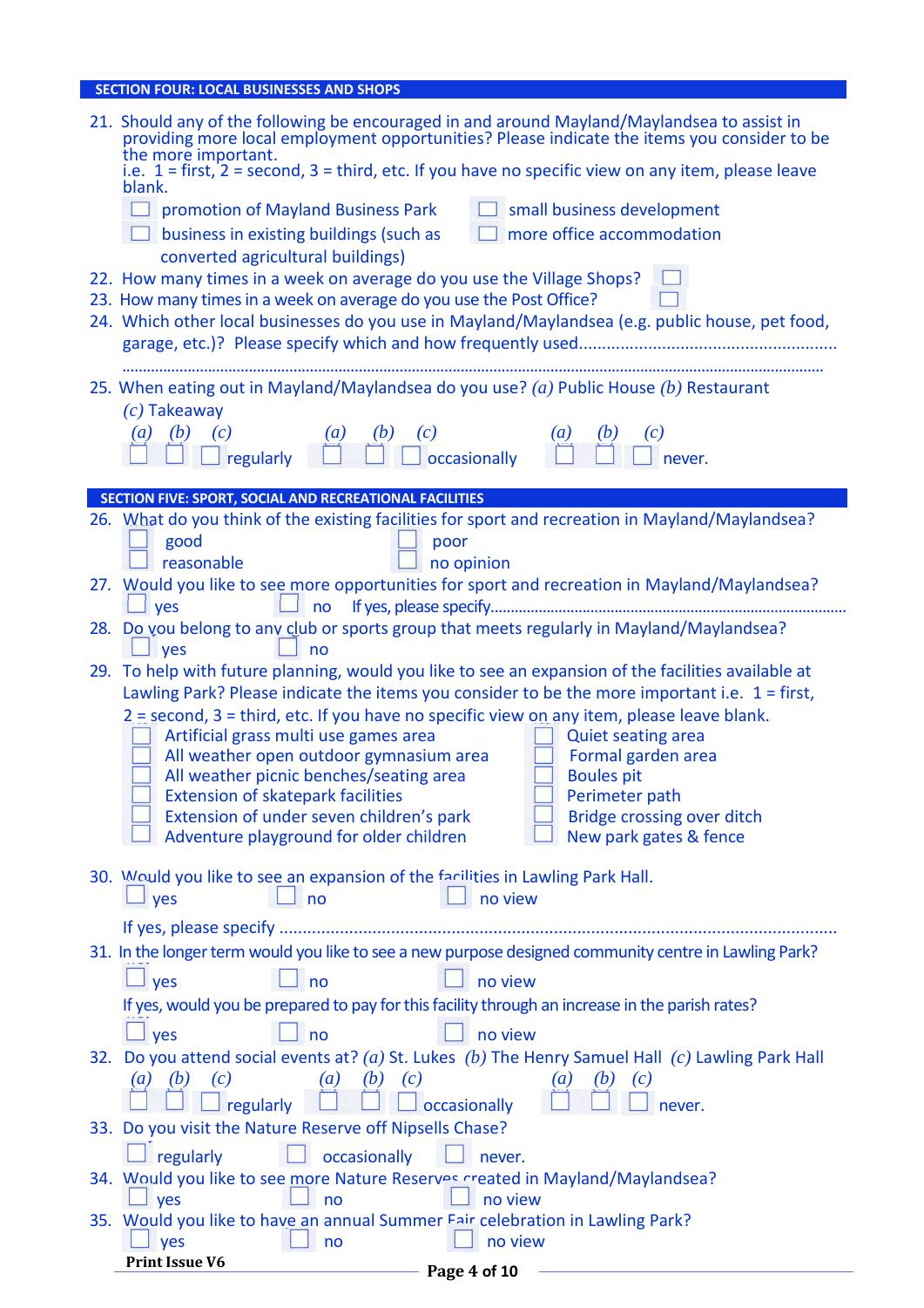## SECTION FOUR: LOCAL BUSINESSES AND SHOPS

21. Should any of the following be encouraged in and around Mayland/Maylandsea to assist in providing more local employment opportunities? Please indicate the items you consider to be the more important. i.e. 1 = first, 2 = second, 3 = third, etc. If you have no specific view on any item, please leave blank.
    - ☐ promotion of Mayland Business Park
    - ☐ small business development
    - ☐ business in existing buildings (such as converted agricultural buildings)
    - ☐ more office accommodation
22. How many times in a week on average do you use the Village Shops? ☐
23. How many times in a week on average do you use the Post Office? ☐
24. Which other local businesses do you use in Mayland/Maylandsea (e.g. public house, pet food, garage, etc.)? Please specify which and how frequently used.......................................................
    ...............................................................................................................................................
25. When eating out in Mayland/Maylandsea do you use? *(a)* Public House *(b)* Restaurant *(c)* Takeaway

    *(a)* ☐ *(b)* ☐ *(c)* ☐ regularly *(a)* ☐ *(b)* ☐ *(c)* ☐ occasionally *(a)* ☐ *(b)* ☐ *(c)* ☐ never.

## SECTION FIVE: SPORT, SOCIAL AND RECREATIONAL FACILITIES

26. What do you think of the existing facilities for sport and recreation in Mayland/Maylandsea?
    - ☐ good
    - ☐ poor
    - ☐ reasonable
    - ☐ no opinion
27. Would you like to see more opportunities for sport and recreation in Mayland/Maylandsea?
    ☐ yes ☐ no If yes, please specify.......................................................................................
28. Do you belong to any club or sports group that meets regularly in Mayland/Maylandsea?
    ☐ yes ☐ no
29. To help with future planning, would you like to see an expansion of the facilities available at Lawling Park? Please indicate the items you consider to be the more important i.e. 1 = first, 2 = second, 3 = third, etc. If you have no specific view on any item, please leave blank.
    - ☐ Artificial grass multi use games area
    - ☐ All weather open outdoor gymnasium area
    - ☐ All weather picnic benches/seating area
    - ☐ Extension of skatepark facilities
    - ☐ Extension of under seven children's park
    - ☐ Adventure playground for older children
    - ☐ Quiet seating area
    - ☐ Formal garden area
    - ☐ Boules pit
    - ☐ Perimeter path
    - ☐ Bridge crossing over ditch
    - ☐ New park gates & fence
30. Would you like to see an expansion of the facilities in Lawling Park Hall.
    ☐ yes ☐ no ☐ no view

    If yes, please specify ..........................................................................................................
31. In the longer term would you like to see a new purpose designed community centre in Lawling Park?
    ☐ yes ☐ no ☐ no view

    If yes, would you be prepared to pay for this facility through an increase in the parish rates?

    ☐ yes ☐ no ☐ no view
32. Do you attend social events at? *(a)* St. Lukes *(b)* The Henry Samuel Hall *(c)* Lawling Park Hall

    *(a)* ☐ *(b)* ☐ *(c)* ☐ regularly *(a)* ☐ *(b)* ☐ *(c)* ☐ occasionally *(a)* ☐ *(b)* ☐ *(c)* ☐ never.
33. Do you visit the Nature Reserve off Nipsells Chase?
    ☐ regularly ☐ occasionally ☐ never.
34. Would you like to see more Nature Reserves created in Mayland/Maylandsea?
    ☐ yes ☐ no ☐ no view
35. Would you like to have an annual Summer Fair celebration in Lawling Park?
    ☐ yes ☐ no ☐ no view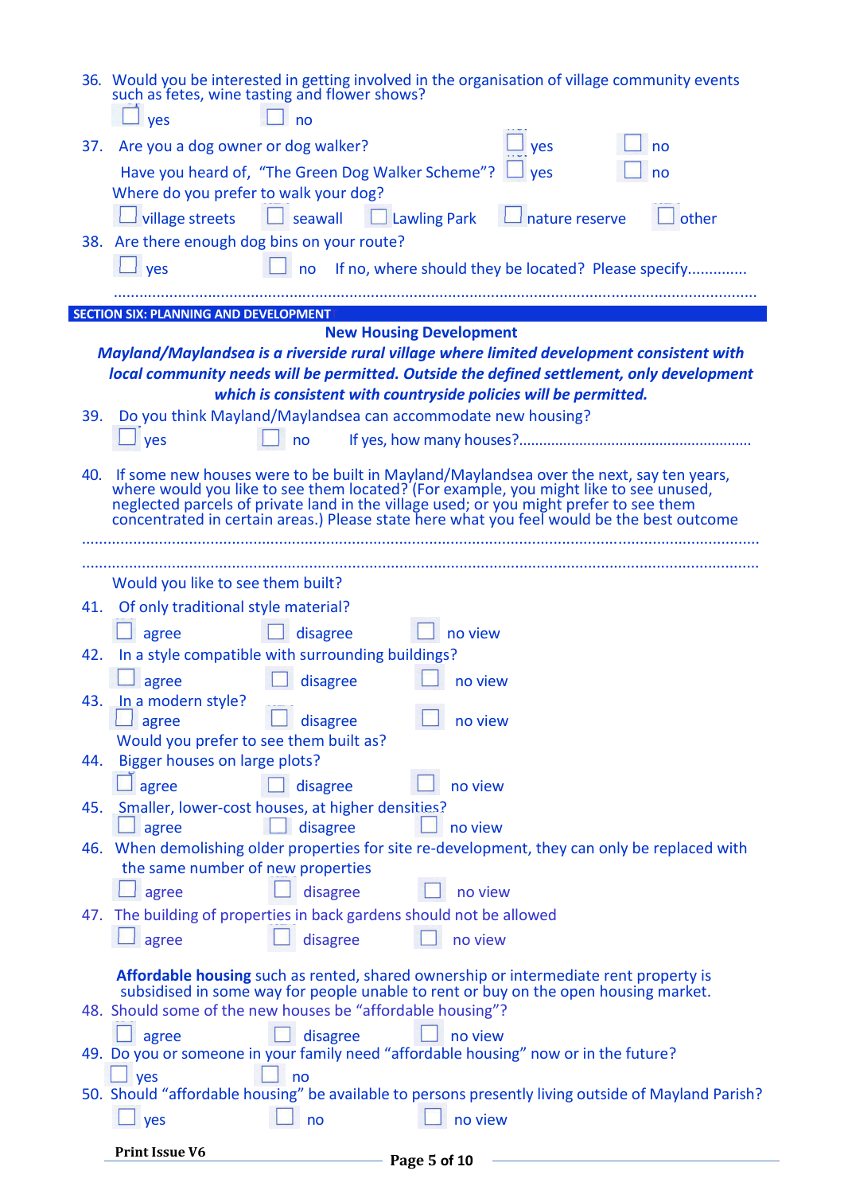36. Would you be interested in getting involved in the organisation of village community events such as fetes, wine tasting and flower shows?

☐ yes ☐ no

37. Are you a dog owner or dog walker? ☐ yes ☐ no

Have you heard of, "The Green Dog Walker Scheme"? ☐ yes ☐ no

Where do you prefer to walk your dog?

☐ village streets ☐ seawall ☐ Lawling Park ☐ nature reserve ☐ other

38. Are there enough dog bins on your route?

☐ yes ☐ no If no, where should they be located? Please specify.............

.................................................................................................................................................

## SECTION SIX: PLANNING AND DEVELOPMENT

### New Housing Development

***Mayland/Maylandsea is a riverside rural village where limited development consistent with local community needs will be permitted. Outside the defined settlement, only development which is consistent with countryside policies will be permitted.***

39. Do you think Mayland/Maylandsea can accommodate new housing?

☐ yes ☐ no If yes, how many houses?........................................................

40. If some new houses were to be built in Mayland/Maylandsea over the next, say ten years, where would you like to see them located? (For example, you might like to see unused, neglected parcels of private land in the village used; or you might prefer to see them concentrated in certain areas.) Please state here what you feel would be the best outcome

.................................................................................................................................................

.................................................................................................................................................

Would you like to see them built?

41. Of only traditional style material?

☐ agree ☐ disagree ☐ no view

42. In a style compatible with surrounding buildings?

☐ agree ☐ disagree ☐ no view

43. In a modern style?

☐ agree ☐ disagree ☐ no view

Would you prefer to see them built as?

44. Bigger houses on large plots?

☐ agree ☐ disagree ☐ no view

45. Smaller, lower-cost houses, at higher densities?

☐ agree ☐ disagree ☐ no view

46. When demolishing older properties for site re-development, they can only be replaced with the same number of new properties

☐ agree ☐ disagree ☐ no view

47. The building of properties in back gardens should not be allowed

☐ agree ☐ disagree ☐ no view

**Affordable housing** such as rented, shared ownership or intermediate rent property is subsidised in some way for people unable to rent or buy on the open housing market.

48. Should some of the new houses be "affordable housing"?

☐ agree ☐ disagree ☐ no view

49. Do you or someone in your family need "affordable housing" now or in the future?

☐ yes ☐ no

50. Should "affordable housing" be available to persons presently living outside of Mayland Parish?

☐ yes ☐ no ☐ no view

**Print Issue V6**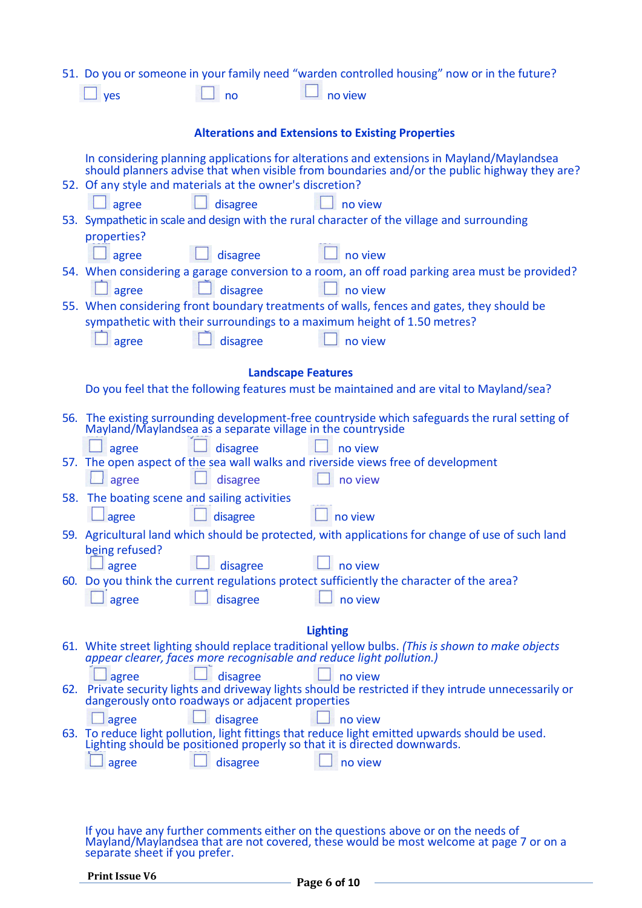51. Do you or someone in your family need "warden controlled housing" now or in the future?

☐ yes ☐ no ☐ no view

## Alterations and Extensions to Existing Properties

In considering planning applications for alterations and extensions in Mayland/Maylandsea should planners advise that when visible from boundaries and/or the public highway they are?

52. Of any style and materials at the owner's discretion?

☐ agree ☐ disagree ☐ no view

53. Sympathetic in scale and design with the rural character of the village and surrounding properties?

☐ agree ☐ disagree ☐ no view

54. When considering a garage conversion to a room, an off road parking area must be provided?

☐ agree ☐ disagree ☐ no view

55. When considering front boundary treatments of walls, fences and gates, they should be sympathetic with their surroundings to a maximum height of 1.50 metres?

☐ agree ☐ disagree ☐ no view

## Landscape Features

Do you feel that the following features must be maintained and are vital to Mayland/sea?

56. The existing surrounding development-free countryside which safeguards the rural setting of Mayland/Maylandsea as a separate village in the countryside

☐ agree ☐ disagree ☐ no view

57. The open aspect of the sea wall walks and riverside views free of development

☐ agree ☐ disagree ☐ no view

58. The boating scene and sailing activities

☐ agree ☐ disagree ☐ no view

59. Agricultural land which should be protected, with applications for change of use of such land being refused?

☐ agree ☐ disagree ☐ no view

60. Do you think the current regulations protect sufficiently the character of the area?

☐ agree ☐ disagree ☐ no view

## Lighting

61. White street lighting should replace traditional yellow bulbs. *(This is shown to make objects appear clearer, faces more recognisable and reduce light pollution.)*

☐ agree ☐ disagree ☐ no view

62. Private security lights and driveway lights should be restricted if they intrude unnecessarily or dangerously onto roadways or adjacent properties

☐ agree ☐ disagree ☐ no view

63. To reduce light pollution, light fittings that reduce light emitted upwards should be used. Lighting should be positioned properly so that it is directed downwards.

☐ agree ☐ disagree ☐ no view

If you have any further comments either on the questions above or on the needs of Mayland/Maylandsea that are not covered, these would be most welcome at page 7 or on a separate sheet if you prefer.

**Print Issue V6**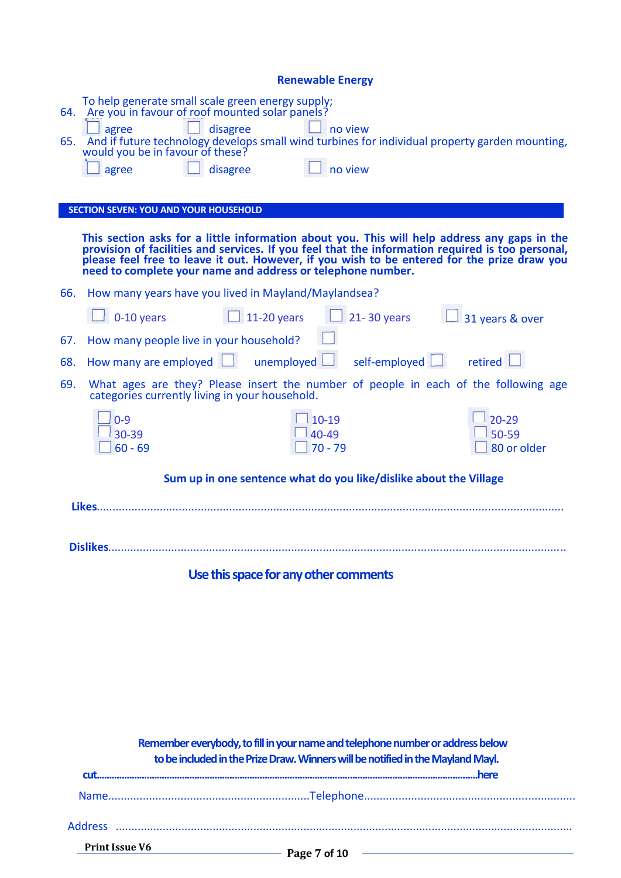## Renewable Energy

To help generate small scale green energy supply;

64. Are you in favour of roof mounted solar panels?

☐ agree ☐ disagree ☐ no view

65. And if future technology develops small wind turbines for individual property garden mounting, would you be in favour of these?

☐ agree ☐ disagree ☐ no view

## SECTION SEVEN: YOU AND YOUR HOUSEHOLD

**This section asks for a little information about you. This will help address any gaps in the provision of facilities and services. If you feel that the information required is too personal, please feel free to leave it out. However, if you wish to be entered for the prize draw you need to complete your name and address or telephone number.**

66. How many years have you lived in Mayland/Maylandsea?

☐ 0-10 years ☐ 11-20 years ☐ 21- 30 years ☐ 31 years & over

67. How many people live in your household? ☐

68. How many are employed ☐ unemployed ☐ self-employed ☐ retired ☐

69. What ages are they? Please insert the number of people in each of the following age categories currently living in your household.

| | | |
|---|---|---|
| ☐ 0-9 | ☐ 10-19 | ☐ 20-29 |
| ☐ 30-39 | ☐ 40-49 | ☐ 50-59 |
| ☐ 60 - 69 | ☐ 70 - 79 | ☐ 80 or older |

**Sum up in one sentence what do you like/dislike about the Village**

**Likes**...................................................................................................................................

**Dislikes**...............................................................................................................................

**Use this space for any other comments**

**Remember everybody, to fill in your name and telephone number or address below to be included in the Prize Draw. Winners will be notified in the Mayland Mayl.**

**cut**..................................................................................................................................**here**

Name..............................................................Telephone...................................................................

Address ..................................................................................................................................

Print Issue V6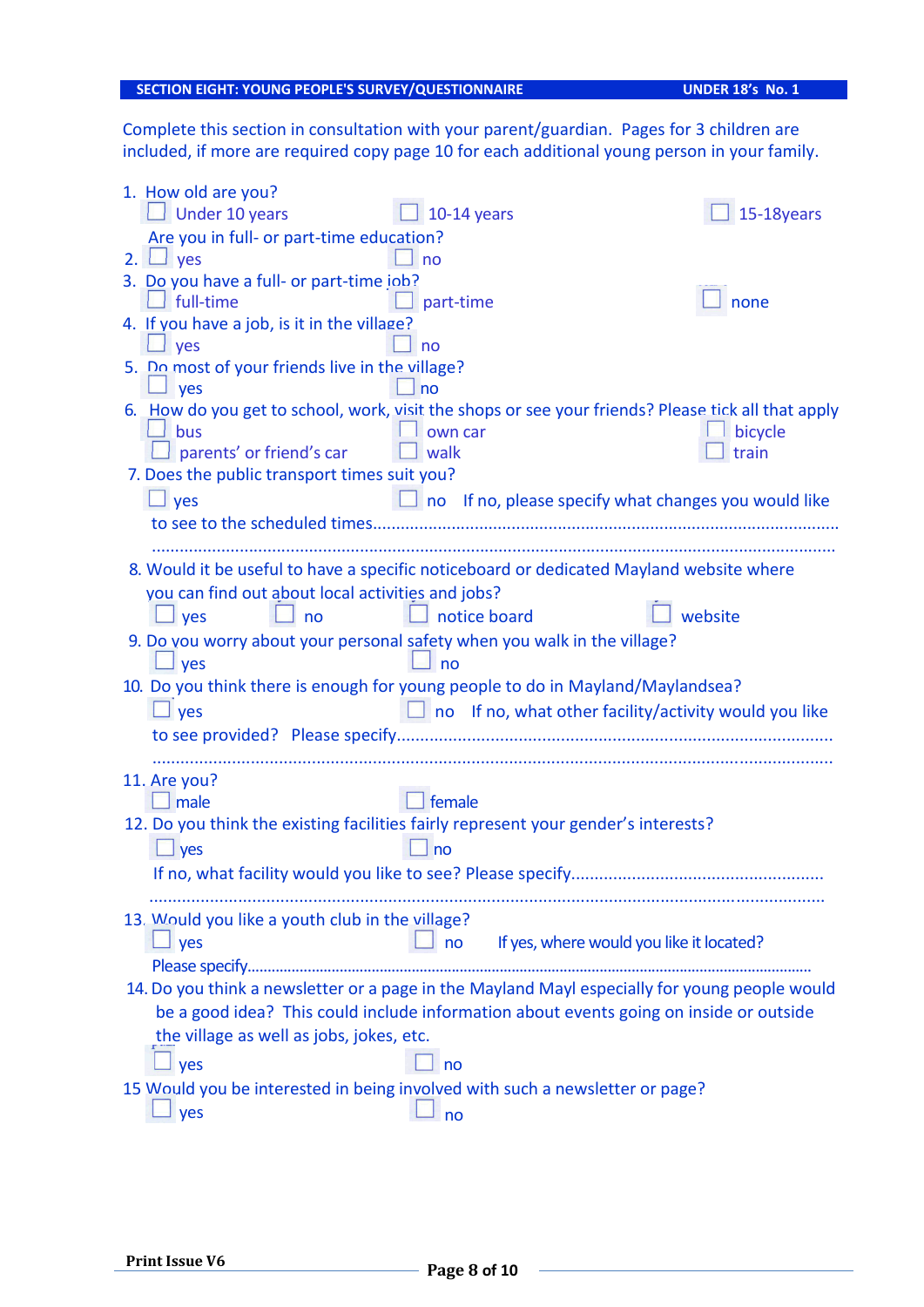**SECTION EIGHT: YOUNG PEOPLE'S SURVEY/QUESTIONNAIRE** **UNDER 18's No. 1**

Complete this section in consultation with your parent/guardian. Pages for 3 children are included, if more are required copy page 10 for each additional young person in your family.

1. How old are you?
   ☐ Under 10 years ☐ 10-14 years ☐ 15-18years

   Are you in full- or part-time education?
2. ☐ yes ☐ no
3. Do you have a full- or part-time job?
   ☐ full-time ☐ part-time ☐ none
4. If you have a job, is it in the village?
   ☐ yes ☐ no
5. Do most of your friends live in the village?
   ☐ yes ☐ no
6. How do you get to school, work, visit the shops or see your friends? Please tick all that apply
   ☐ bus ☐ own car ☐ bicycle
   ☐ parents' or friend's car ☐ walk ☐ train
7. Does the public transport times suit you?
   ☐ yes ☐ no If no, please specify what changes you would like to see to the scheduled times.......................................................................................................
   .........................................................................................................................................
8. Would it be useful to have a specific noticeboard or dedicated Mayland website where you can find out about local activities and jobs?
   ☐ yes ☐ no ☐ notice board ☐ website
9. Do you worry about your personal safety when you walk in the village?
   ☐ yes ☐ no
10. Do you think there is enough for young people to do in Mayland/Maylandsea?
    ☐ yes ☐ no If no, what other facility/activity would you like to see provided? Please specify.............................................................................................
    .........................................................................................................................................
11. Are you?
    ☐ male ☐ female
12. Do you think the existing facilities fairly represent your gender's interests?
    ☐ yes ☐ no
    If no, what facility would you like to see? Please specify.....................................................
    .........................................................................................................................................
13. Would you like a youth club in the village?
    ☐ yes ☐ no If yes, where would you like it located?
    Please specify.........................................................................................................................
14. Do you think a newsletter or a page in the Mayland Mayl especially for young people would be a good idea? This could include information about events going on inside or outside the village as well as jobs, jokes, etc.
    ☐ yes ☐ no
15. Would you be interested in being involved with such a newsletter or page?
    ☐ yes ☐ no

Print Issue V6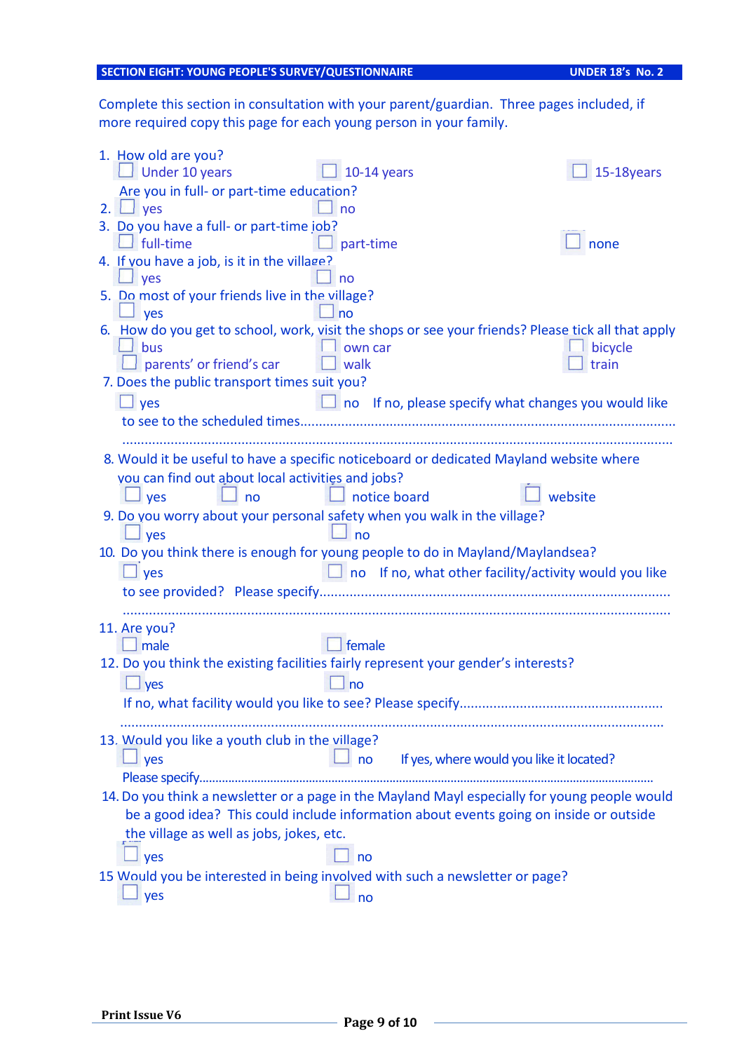**SECTION EIGHT: YOUNG PEOPLE'S SURVEY/QUESTIONNAIRE** **UNDER 18's No. 2**

Complete this section in consultation with your parent/guardian. Three pages included, if more required copy this page for each young person in your family.

1. How old are you?
   - ☐ Under 10 years
   - ☐ 10-14 years
   - ☐ 15-18years

   Are you in full- or part-time education?
2. ☐ yes ☐ no
3. Do you have a full- or part-time job?
   - ☐ full-time
   - ☐ part-time
   - ☐ none
4. If you have a job, is it in the village?
   - ☐ yes ☐ no
5. Do most of your friends live in the village?
   - ☐ yes ☐ no
6. How do you get to school, work, visit the shops or see your friends? Please tick all that apply
   - ☐ bus
   - ☐ own car
   - ☐ bicycle
   - ☐ parents' or friend's car
   - ☐ walk
   - ☐ train
7. Does the public transport times suit you?
   - ☐ yes ☐ no If no, please specify what changes you would like to see to the scheduled times.......................................................................................................

   .........................................................................................................................................
8. Would it be useful to have a specific noticeboard or dedicated Mayland website where you can find out about local activities and jobs?
   - ☐ yes ☐ no ☐ notice board ☐ website
9. Do you worry about your personal safety when you walk in the village?
   - ☐ yes ☐ no
10. Do you think there is enough for young people to do in Mayland/Maylandsea?
    - ☐ yes ☐ no If no, what other facility/activity would you like to see provided? Please specify.......................................................................................

    .........................................................................................................................................
11. Are you?
    - ☐ male ☐ female
12. Do you think the existing facilities fairly represent your gender's interests?
    - ☐ yes ☐ no

    If no, what facility would you like to see? Please specify........................................................

    .........................................................................................................................................
13. Would you like a youth club in the village?
    - ☐ yes ☐ no If yes, where would you like it located?

    Please specify.........................................................................................................................................
14. Do you think a newsletter or a page in the Mayland Mayl especially for young people would be a good idea? This could include information about events going on inside or outside the village as well as jobs, jokes, etc.
    - ☐ yes ☐ no
15. Would you be interested in being involved with such a newsletter or page?
    - ☐ yes ☐ no

Print Issue V6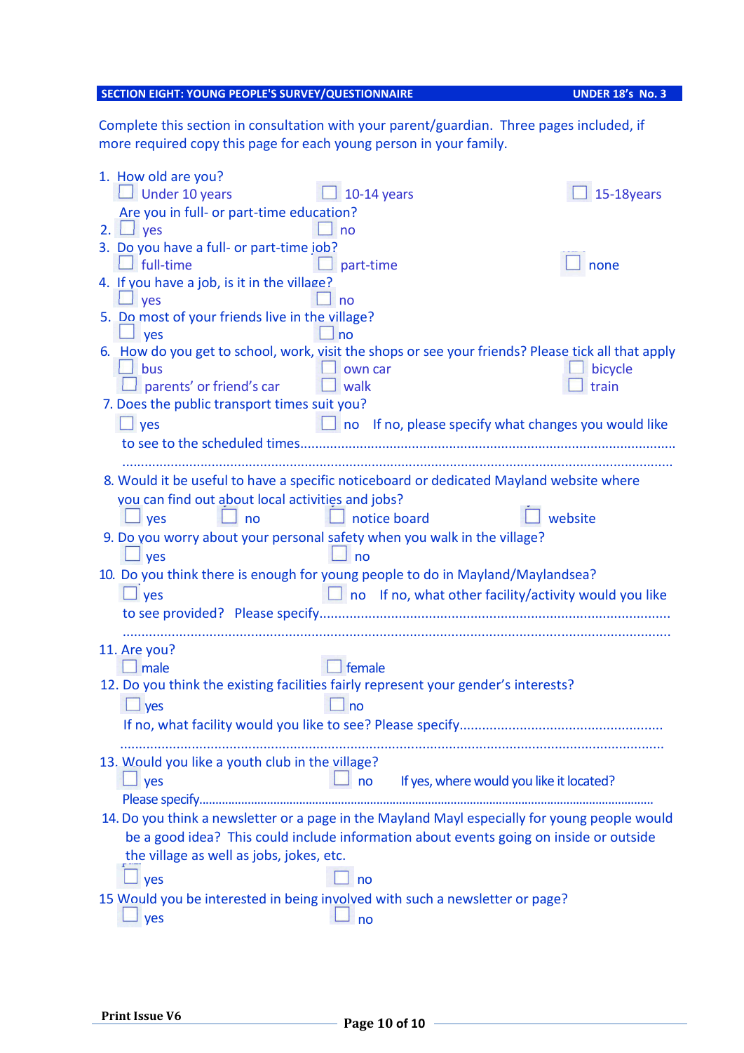**SECTION EIGHT: YOUNG PEOPLE'S SURVEY/QUESTIONNAIRE** **UNDER 18's No. 3**

Complete this section in consultation with your parent/guardian. Three pages included, if more required copy this page for each young person in your family.

1. How old are you?
   ☐ Under 10 years ☐ 10-14 years ☐ 15-18years

   Are you in full- or part-time education?
2. ☐ yes ☐ no
3. Do you have a full- or part-time job?
   ☐ full-time ☐ part-time ☐ none
4. If you have a job, is it in the village?
   ☐ yes ☐ no
5. Do most of your friends live in the village?
   ☐ yes ☐ no
6. How do you get to school, work, visit the shops or see your friends? Please tick all that apply
   ☐ bus ☐ own car ☐ bicycle
   ☐ parents' or friend's car ☐ walk ☐ train
7. Does the public transport times suit you?
   ☐ yes ☐ no If no, please specify what changes you would like to see to the scheduled times......................................................................................................
   ......................................................................................................................................
8. Would it be useful to have a specific noticeboard or dedicated Mayland website where you can find out about local activities and jobs?
   ☐ yes ☐ no ☐ notice board ☐ website
9. Do you worry about your personal safety when you walk in the village?
   ☐ yes ☐ no
10. Do you think there is enough for young people to do in Mayland/Maylandsea?
    ☐ yes ☐ no If no, what other facility/activity would you like to see provided? Please specify...............................................................................................
    ......................................................................................................................................
11. Are you?
    ☐ male ☐ female
12. Do you think the existing facilities fairly represent your gender's interests?
    ☐ yes ☐ no
    If no, what facility would you like to see? Please specify......................................................
    ......................................................................................................................................
13. Would you like a youth club in the village?
    ☐ yes ☐ no If yes, where would you like it located?
    Please specify.........................................................................................................................
14. Do you think a newsletter or a page in the Mayland Mayl especially for young people would be a good idea? This could include information about events going on inside or outside the village as well as jobs, jokes, etc.
    ☐ yes ☐ no
15. Would you be interested in being involved with such a newsletter or page?
    ☐ yes ☐ no

Print Issue V6